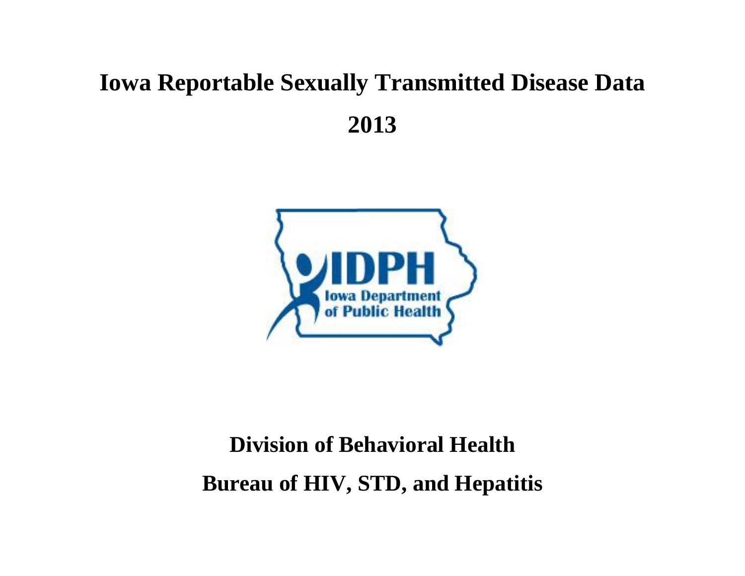# Iowa Reportable Sexually Transmitted Disease Data

# 2013

## Division of Behavioral Health

## Bureau of HIV, STD, and Hepatitis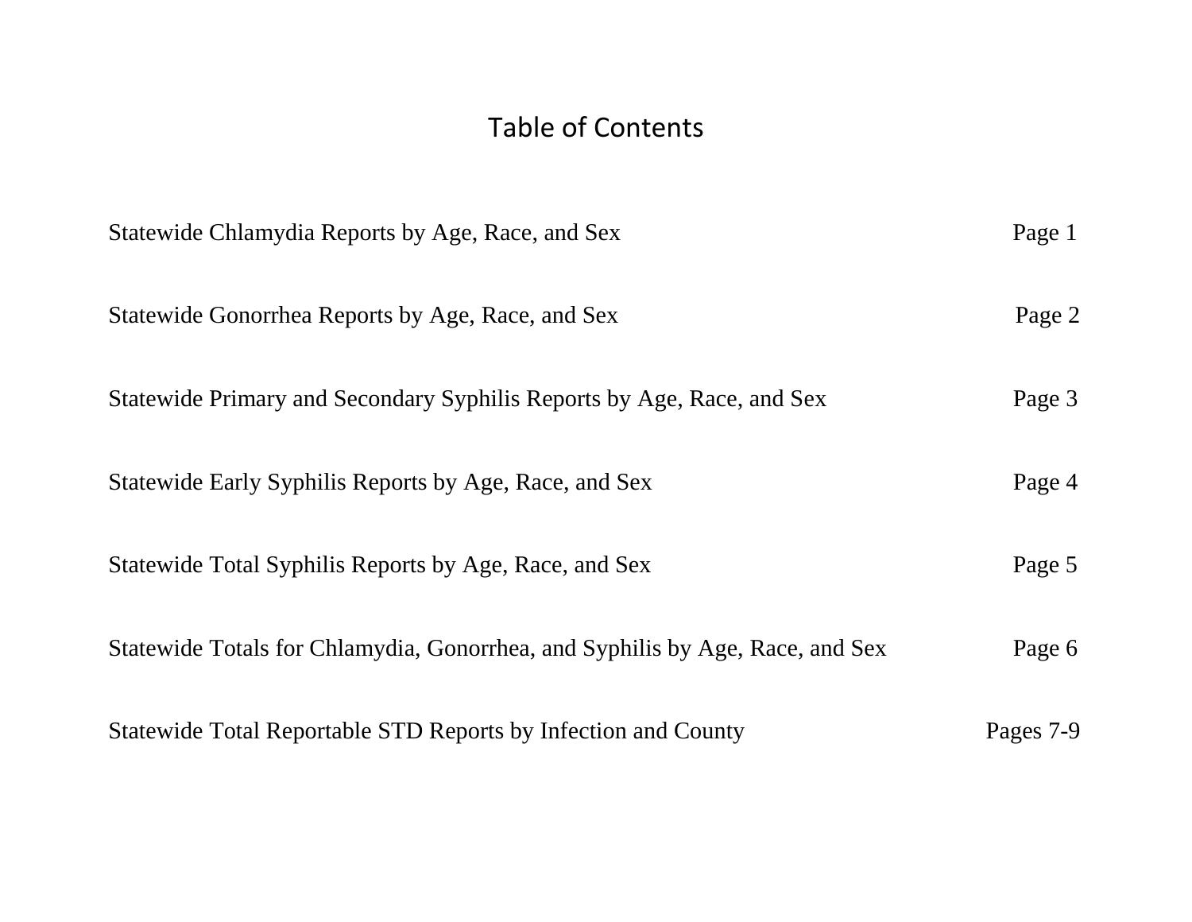# Table of Contents

| | |
|---|---|
| Statewide Chlamydia Reports by Age, Race, and Sex | Page 1 |
| Statewide Gonorrhea Reports by Age, Race, and Sex | Page 2 |
| Statewide Primary and Secondary Syphilis Reports by Age, Race, and Sex | Page 3 |
| Statewide Early Syphilis Reports by Age, Race, and Sex | Page 4 |
| Statewide Total Syphilis Reports by Age, Race, and Sex | Page 5 |
| Statewide Totals for Chlamydia, Gonorrhea, and Syphilis by Age, Race, and Sex | Page 6 |
| Statewide Total Reportable STD Reports by Infection and County | Pages 7-9 |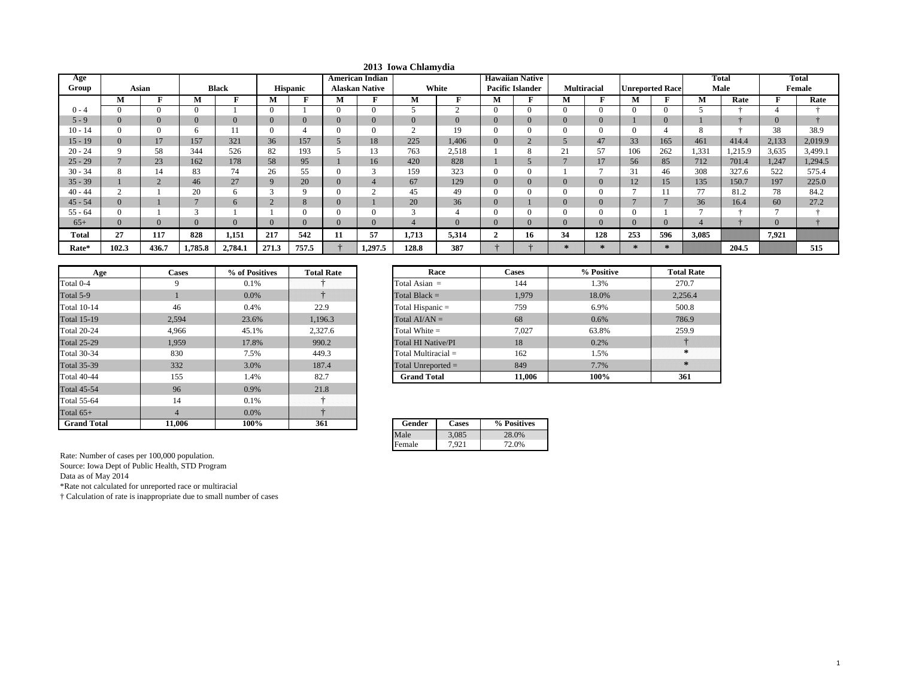# 2013 Iowa Chlamydia

| Age Group | Asian | | Black | | Hispanic | | American Indian Alaskan Native | | White | | Hawaiian Native Pacific Islander | | Multiracial | | Unreported Race | | Total Male | | Total Female | |
|---|---|---|---|---|---|---|---|---|---|---|---|---|---|---|---|---|---|---|---|---|
| | M | F | M | F | M | F | M | F | M | F | M | F | M | F | M | F | M | Rate | F | Rate |
| 0 - 4 | 0 | 0 | 0 | 1 | 0 | 1 | 0 | 0 | 5 | 2 | 0 | 0 | 0 | 0 | 0 | 0 | 5 | † | 4 | † |
| 5 - 9 | 0 | 0 | 0 | 0 | 0 | 0 | 0 | 0 | 0 | 0 | 0 | 0 | 0 | 0 | 1 | 0 | 1 | † | 0 | † |
| 10 - 14 | 0 | 0 | 6 | 11 | 0 | 4 | 0 | 0 | 2 | 19 | 0 | 0 | 0 | 0 | 0 | 4 | 8 | † | 38 | 38.9 |
| 15 - 19 | 0 | 17 | 157 | 321 | 36 | 157 | 5 | 18 | 225 | 1,406 | 0 | 2 | 5 | 47 | 33 | 165 | 461 | 414.4 | 2,133 | 2,019.9 |
| 20 - 24 | 9 | 58 | 344 | 526 | 82 | 193 | 5 | 13 | 763 | 2,518 | 1 | 8 | 21 | 57 | 106 | 262 | 1,331 | 1,215.9 | 3,635 | 3,499.1 |
| 25 - 29 | 7 | 23 | 162 | 178 | 58 | 95 | 1 | 16 | 420 | 828 | 1 | 5 | 7 | 17 | 56 | 85 | 712 | 701.4 | 1,247 | 1,294.5 |
| 30 - 34 | 8 | 14 | 83 | 74 | 26 | 55 | 0 | 3 | 159 | 323 | 0 | 0 | 1 | 7 | 31 | 46 | 308 | 327.6 | 522 | 575.4 |
| 35 - 39 | 1 | 2 | 46 | 27 | 9 | 20 | 0 | 4 | 67 | 129 | 0 | 0 | 0 | 0 | 12 | 15 | 135 | 150.7 | 197 | 225.0 |
| 40 - 44 | 2 | 1 | 20 | 6 | 3 | 9 | 0 | 2 | 45 | 49 | 0 | 0 | 0 | 0 | 7 | 11 | 77 | 81.2 | 78 | 84.2 |
| 45 - 54 | 0 | 1 | 7 | 6 | 2 | 8 | 0 | 1 | 20 | 36 | 0 | 1 | 0 | 0 | 7 | 7 | 36 | 16.4 | 60 | 27.2 |
| 55 - 64 | 0 | 1 | 3 | 1 | 1 | 0 | 0 | 0 | 3 | 4 | 0 | 0 | 0 | 0 | 0 | 1 | 7 | † | 7 | † |
| 65+ | 0 | 0 | 0 | 0 | 0 | 0 | 0 | 0 | 4 | 0 | 0 | 0 | 0 | 0 | 0 | 0 | 4 | † | 0 | † |
| **Total** | **27** | **117** | **828** | **1,151** | **217** | **542** | **11** | **57** | **1,713** | **5,314** | **2** | **16** | **34** | **128** | **253** | **596** | **3,085** | | **7,921** | |
| **Rate*** | **102.3** | **436.7** | **1,785.8** | **2,784.1** | **271.3** | **757.5** | † | **1,297.5** | **128.8** | **387** | † | † | * | * | * | * | | **204.5** | | **515** |

| Age | Cases | % of Positives | Total Rate |
|---|---|---|---|
| Total 0-4 | 9 | 0.1% | † |
| Total 5-9 | 1 | 0.0% | † |
| Total 10-14 | 46 | 0.4% | 22.9 |
| Total 15-19 | 2,594 | 23.6% | 1,196.3 |
| Total 20-24 | 4,966 | 45.1% | 2,327.6 |
| Total 25-29 | 1,959 | 17.8% | 990.2 |
| Total 30-34 | 830 | 7.5% | 449.3 |
| Total 35-39 | 332 | 3.0% | 187.4 |
| Total 40-44 | 155 | 1.4% | 82.7 |
| Total 45-54 | 96 | 0.9% | 21.8 |
| Total 55-64 | 14 | 0.1% | † |
| Total 65+ | 4 | 0.0% | † |
| **Grand Total** | **11,006** | **100%** | **361** |

| Race | Cases | % Positive | Total Rate |
|---|---|---|---|
| Total Asian = | 144 | 1.3% | 270.7 |
| Total Black = | 1,979 | 18.0% | 2,256.4 |
| Total Hispanic = | 759 | 6.9% | 500.8 |
| Total AI/AN = | 68 | 0.6% | 786.9 |
| Total White = | 7,027 | 63.8% | 259.9 |
| Total HI Native/PI | 18 | 0.2% | † |
| Total Multiracial = | 162 | 1.5% | * |
| Total Unreported = | 849 | 7.7% | * |
| **Grand Total** | **11,006** | **100%** | **361** |

| Gender | Cases | % Positives |
|---|---|---|
| Male | 3,085 | 28.0% |
| Female | 7,921 | 72.0% |

Rate: Number of cases per 100,000 population.

Source: Iowa Dept of Public Health, STD Program

Data as of May 2014

*Rate not calculated for unreported race or multiracial

† Calculation of rate is inappropriate due to small number of cases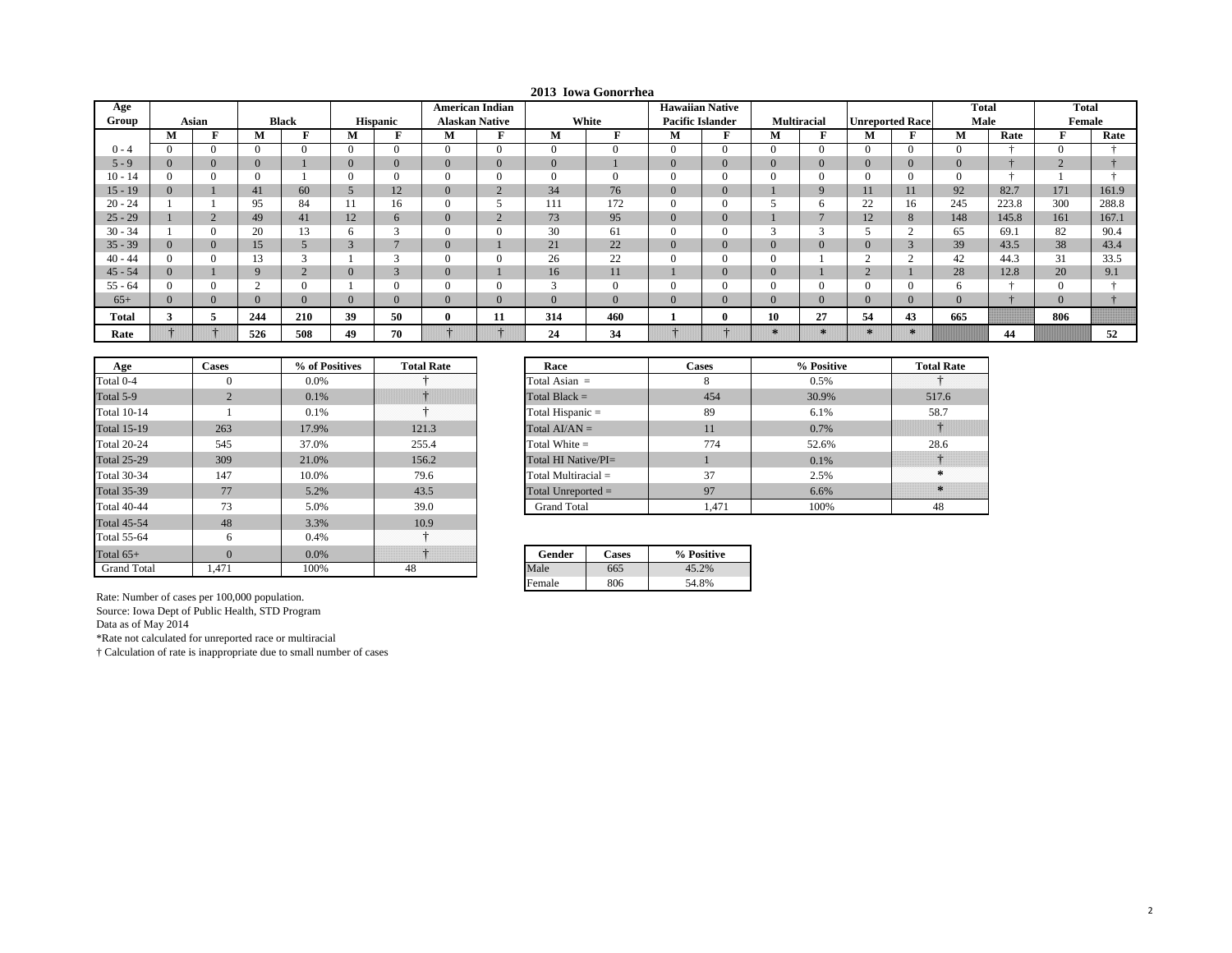# 2013 Iowa Gonorrhea

| Age Group | Asian | | Black | | Hispanic | | American Indian Alaskan Native | | White | | Hawaiian Native Pacific Islander | | Multiracial | | Unreported Race | | Total Male | | Total Female | |
|---|---|---|---|---|---|---|---|---|---|---|---|---|---|---|---|---|---|---|---|---|
| | M | F | M | F | M | F | M | F | M | F | M | F | M | F | M | F | M | Rate | F | Rate |
| 0 - 4 | 0 | 0 | 0 | 0 | 0 | 0 | 0 | 0 | 0 | 0 | 0 | 0 | 0 | 0 | 0 | 0 | 0 | † | 0 | † |
| 5 - 9 | 0 | 0 | 0 | 1 | 0 | 0 | 0 | 0 | 0 | 1 | 0 | 0 | 0 | 0 | 0 | 0 | 0 | † | 2 | † |
| 10 - 14 | 0 | 0 | 0 | 1 | 0 | 0 | 0 | 0 | 0 | 0 | 0 | 0 | 0 | 0 | 0 | 0 | 0 | † | 1 | † |
| 15 - 19 | 0 | 1 | 41 | 60 | 5 | 12 | 0 | 2 | 34 | 76 | 0 | 0 | 1 | 9 | 11 | 11 | 92 | 82.7 | 171 | 161.9 |
| 20 - 24 | 1 | 1 | 95 | 84 | 11 | 16 | 0 | 5 | 111 | 172 | 0 | 0 | 5 | 6 | 22 | 16 | 245 | 223.8 | 300 | 288.8 |
| 25 - 29 | 1 | 2 | 49 | 41 | 12 | 6 | 0 | 2 | 73 | 95 | 0 | 0 | 1 | 7 | 12 | 8 | 148 | 145.8 | 161 | 167.1 |
| 30 - 34 | 1 | 0 | 20 | 13 | 6 | 3 | 0 | 0 | 30 | 61 | 0 | 0 | 3 | 3 | 5 | 2 | 65 | 69.1 | 82 | 90.4 |
| 35 - 39 | 0 | 0 | 15 | 5 | 3 | 7 | 0 | 1 | 21 | 22 | 0 | 0 | 0 | 0 | 0 | 3 | 39 | 43.5 | 38 | 43.4 |
| 40 - 44 | 0 | 0 | 13 | 3 | 1 | 3 | 0 | 0 | 26 | 22 | 0 | 0 | 0 | 1 | 2 | 2 | 42 | 44.3 | 31 | 33.5 |
| 45 - 54 | 0 | 1 | 9 | 2 | 0 | 3 | 0 | 1 | 16 | 11 | 1 | 0 | 0 | 1 | 2 | 1 | 28 | 12.8 | 20 | 9.1 |
| 55 - 64 | 0 | 0 | 2 | 0 | 1 | 0 | 0 | 0 | 3 | 0 | 0 | 0 | 0 | 0 | 0 | 0 | 6 | † | 0 | † |
| 65+ | 0 | 0 | 0 | 0 | 0 | 0 | 0 | 0 | 0 | 0 | 0 | 0 | 0 | 0 | 0 | 0 | 0 | † | 0 | † |
| **Total** | **3** | **5** | **244** | **210** | **39** | **50** | **0** | **11** | **314** | **460** | **1** | **0** | **10** | **27** | **54** | **43** | **665** | | **806** | |
| **Rate** | † | † | **526** | **508** | **49** | **70** | † | † | **24** | **34** | † | † | * | * | * | * | | **44** | | **52** |

| Age | Cases | % of Positives | Total Rate |
|---|---|---|---|
| Total 0-4 | 0 | 0.0% | † |
| Total 5-9 | 2 | 0.1% | † |
| Total 10-14 | 1 | 0.1% | † |
| Total 15-19 | 263 | 17.9% | 121.3 |
| Total 20-24 | 545 | 37.0% | 255.4 |
| Total 25-29 | 309 | 21.0% | 156.2 |
| Total 30-34 | 147 | 10.0% | 79.6 |
| Total 35-39 | 77 | 5.2% | 43.5 |
| Total 40-44 | 73 | 5.0% | 39.0 |
| Total 45-54 | 48 | 3.3% | 10.9 |
| Total 55-64 | 6 | 0.4% | † |
| Total 65+ | 0 | 0.0% | † |
| Grand Total | 1,471 | 100% | 48 |

| Race | Cases | % Positive | Total Rate |
|---|---|---|---|
| Total Asian = | 8 | 0.5% | † |
| Total Black = | 454 | 30.9% | 517.6 |
| Total Hispanic = | 89 | 6.1% | 58.7 |
| Total AI/AN = | 11 | 0.7% | † |
| Total White = | 774 | 52.6% | 28.6 |
| Total HI Native/PI= | 1 | 0.1% | † |
| Total Multiracial = | 37 | 2.5% | * |
| Total Unreported = | 97 | 6.6% | * |
| Grand Total | 1,471 | 100% | 48 |

| Gender | Cases | % Positive |
|---|---|---|
| Male | 665 | 45.2% |
| Female | 806 | 54.8% |

Rate: Number of cases per 100,000 population.
Source: Iowa Dept of Public Health, STD Program
Data as of May 2014
*Rate not calculated for unreported race or multiracial
† Calculation of rate is inappropriate due to small number of cases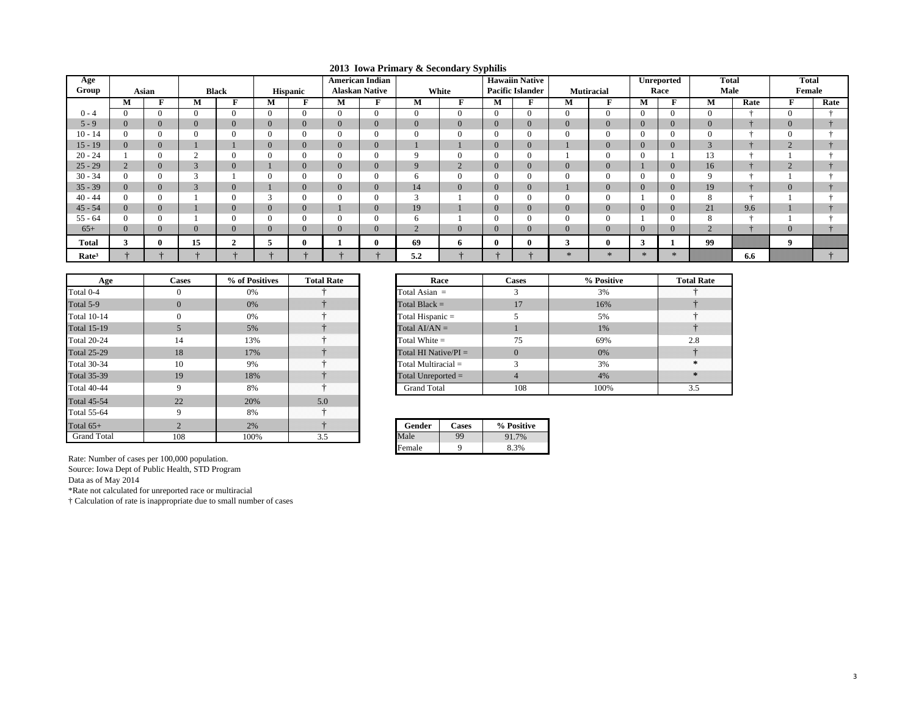# 2013 Iowa Primary & Secondary Syphilis

| Age Group | Asian | | Black | | Hispanic | | American Indian Alaskan Native | | White | | Hawaiin Native Pacific Islander | | Mutiracial | | Unreported Race | | Total Male | | Total Female | |
|---|---|---|---|---|---|---|---|---|---|---|---|---|---|---|---|---|---|---|---|---|
| | M | F | M | F | M | F | M | F | M | F | M | F | M | F | M | F | M | Rate | F | Rate |
| 0 - 4 | 0 | 0 | 0 | 0 | 0 | 0 | 0 | 0 | 0 | 0 | 0 | 0 | 0 | 0 | 0 | 0 | 0 | † | 0 | † |
| 5 - 9 | 0 | 0 | 0 | 0 | 0 | 0 | 0 | 0 | 0 | 0 | 0 | 0 | 0 | 0 | 0 | 0 | 0 | † | 0 | † |
| 10 - 14 | 0 | 0 | 0 | 0 | 0 | 0 | 0 | 0 | 0 | 0 | 0 | 0 | 0 | 0 | 0 | 0 | 0 | † | 0 | † |
| 15 - 19 | 0 | 0 | 1 | 1 | 0 | 0 | 0 | 0 | 1 | 1 | 0 | 0 | 1 | 0 | 0 | 0 | 3 | † | 2 | † |
| 20 - 24 | 1 | 0 | 2 | 0 | 0 | 0 | 0 | 0 | 9 | 0 | 0 | 0 | 1 | 0 | 0 | 1 | 13 | † | 1 | † |
| 25 - 29 | 2 | 0 | 3 | 0 | 1 | 0 | 0 | 0 | 9 | 2 | 0 | 0 | 0 | 0 | 1 | 0 | 16 | † | 2 | † |
| 30 - 34 | 0 | 0 | 3 | 1 | 0 | 0 | 0 | 0 | 6 | 0 | 0 | 0 | 0 | 0 | 0 | 0 | 9 | † | 1 | † |
| 35 - 39 | 0 | 0 | 3 | 0 | 1 | 0 | 0 | 0 | 14 | 0 | 0 | 0 | 1 | 0 | 0 | 0 | 19 | † | 0 | † |
| 40 - 44 | 0 | 0 | 1 | 0 | 3 | 0 | 0 | 0 | 3 | 1 | 0 | 0 | 0 | 0 | 1 | 0 | 8 | † | 1 | † |
| 45 - 54 | 0 | 0 | 1 | 0 | 0 | 0 | 1 | 0 | 19 | 1 | 0 | 0 | 0 | 0 | 0 | 0 | 21 | 9.6 | 1 | † |
| 55 - 64 | 0 | 0 | 1 | 0 | 0 | 0 | 0 | 0 | 6 | 1 | 0 | 0 | 0 | 0 | 1 | 0 | 8 | † | 1 | † |
| 65+ | 0 | 0 | 0 | 0 | 0 | 0 | 0 | 0 | 2 | 0 | 0 | 0 | 0 | 0 | 0 | 0 | 2 | † | 0 | † |
| **Total** | **3** | **0** | **15** | **2** | **5** | **0** | **1** | **0** | **69** | **6** | **0** | **0** | **3** | **0** | **3** | **1** | **99** | | **9** | |
| **Rate³** | † | † | † | † | † | † | † | † | **5.2** | † | † | † | * | * | * | * | | **6.6** | | † |

| Age | Cases | % of Positives | Total Rate |
|---|---|---|---|
| Total 0-4 | 0 | 0% | † |
| Total 5-9 | 0 | 0% | † |
| Total 10-14 | 0 | 0% | † |
| Total 15-19 | 5 | 5% | † |
| Total 20-24 | 14 | 13% | † |
| Total 25-29 | 18 | 17% | † |
| Total 30-34 | 10 | 9% | † |
| Total 35-39 | 19 | 18% | † |
| Total 40-44 | 9 | 8% | † |
| Total 45-54 | 22 | 20% | 5.0 |
| Total 55-64 | 9 | 8% | † |
| Total 65+ | 2 | 2% | † |
| Grand Total | 108 | 100% | 3.5 |

| Race | Cases | % Positive | Total Rate |
|---|---|---|---|
| Total Asian = | 3 | 3% | † |
| Total Black = | 17 | 16% | † |
| Total Hispanic = | 5 | 5% | † |
| Total AI/AN = | 1 | 1% | † |
| Total White = | 75 | 69% | 2.8 |
| Total HI Native/PI = | 0 | 0% | † |
| Total Multiracial = | 3 | 3% | * |
| Total Unreported = | 4 | 4% | * |
| Grand Total | 108 | 100% | 3.5 |

| Gender | Cases | % Positive |
|---|---|---|
| Male | 99 | 91.7% |
| Female | 9 | 8.3% |

Rate: Number of cases per 100,000 population.
Source: Iowa Dept of Public Health, STD Program
Data as of May 2014
*Rate not calculated for unreported race or multiracial
† Calculation of rate is inappropriate due to small number of cases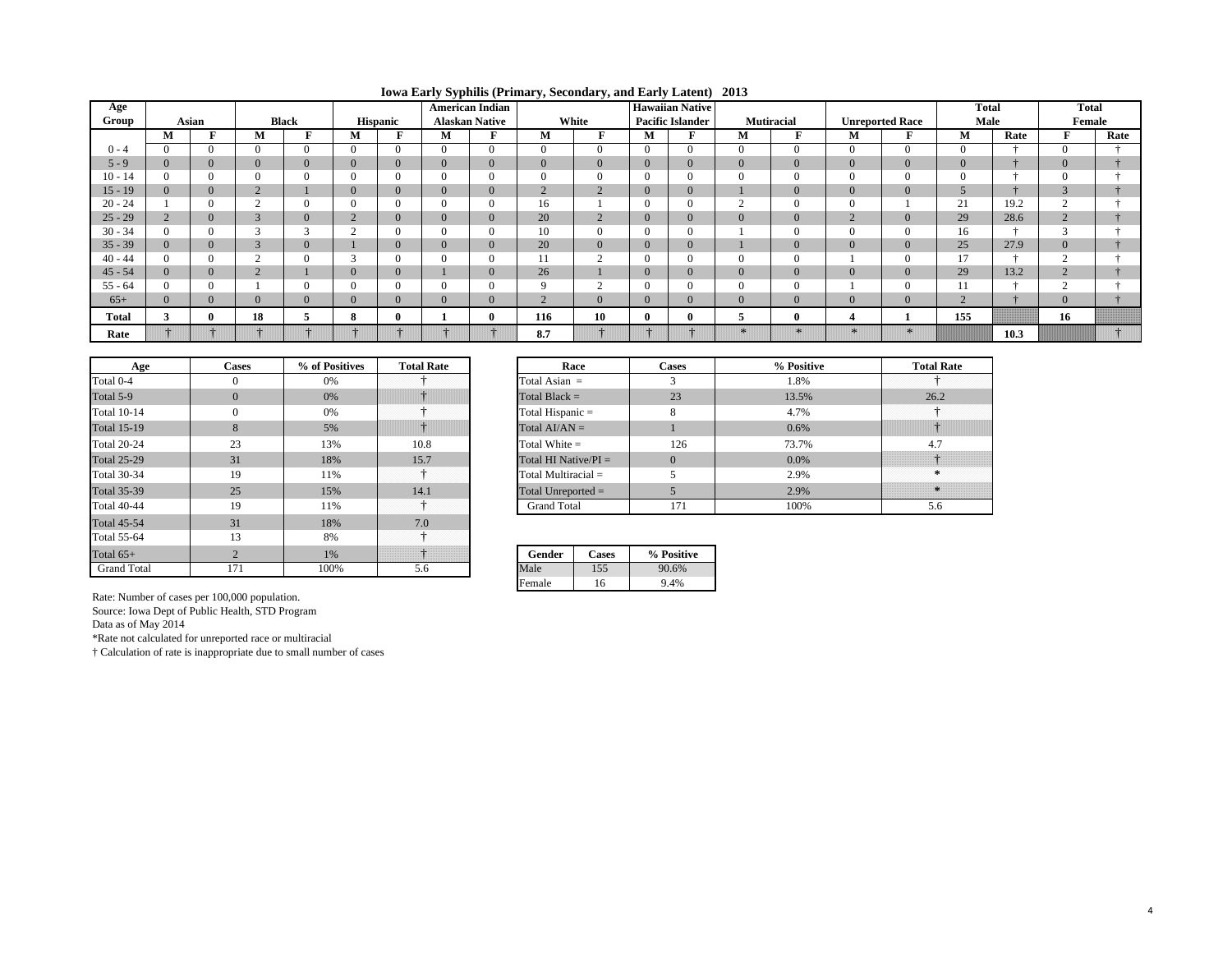# Iowa Early Syphilis (Primary, Secondary, and Early Latent) 2013

| Age Group | Asian | | Black | | Hispanic | | American Indian Alaskan Native | | White | | Hawaiian Native Pacific Islander | | Mutiracial | | Unreported Race | | Total Male | | Total Female | |
|---|---|---|---|---|---|---|---|---|---|---|---|---|---|---|---|---|---|---|---|---|
| | M | F | M | F | M | F | M | F | M | F | M | F | M | F | M | F | M | Rate | F | Rate |
| 0 - 4 | 0 | 0 | 0 | 0 | 0 | 0 | 0 | 0 | 0 | 0 | 0 | 0 | 0 | 0 | 0 | 0 | 0 | † | 0 | † |
| 5 - 9 | 0 | 0 | 0 | 0 | 0 | 0 | 0 | 0 | 0 | 0 | 0 | 0 | 0 | 0 | 0 | 0 | 0 | † | 0 | † |
| 10 - 14 | 0 | 0 | 0 | 0 | 0 | 0 | 0 | 0 | 0 | 0 | 0 | 0 | 0 | 0 | 0 | 0 | 0 | † | 0 | † |
| 15 - 19 | 0 | 0 | 2 | 1 | 0 | 0 | 0 | 0 | 2 | 2 | 0 | 0 | 1 | 0 | 0 | 0 | 5 | † | 3 | † |
| 20 - 24 | 1 | 0 | 2 | 0 | 0 | 0 | 0 | 0 | 16 | 1 | 0 | 0 | 2 | 0 | 0 | 1 | 21 | 19.2 | 2 | † |
| 25 - 29 | 2 | 0 | 3 | 0 | 2 | 0 | 0 | 0 | 20 | 2 | 0 | 0 | 0 | 0 | 2 | 0 | 29 | 28.6 | 2 | † |
| 30 - 34 | 0 | 0 | 3 | 3 | 2 | 0 | 0 | 0 | 10 | 0 | 0 | 0 | 1 | 0 | 0 | 0 | 16 | † | 3 | † |
| 35 - 39 | 0 | 0 | 3 | 0 | 1 | 0 | 0 | 0 | 20 | 0 | 0 | 0 | 1 | 0 | 0 | 0 | 25 | 27.9 | 0 | † |
| 40 - 44 | 0 | 0 | 2 | 0 | 3 | 0 | 0 | 0 | 11 | 2 | 0 | 0 | 0 | 0 | 1 | 0 | 17 | † | 2 | † |
| 45 - 54 | 0 | 0 | 2 | 1 | 0 | 0 | 1 | 0 | 26 | 1 | 0 | 0 | 0 | 0 | 0 | 0 | 29 | 13.2 | 2 | † |
| 55 - 64 | 0 | 0 | 1 | 0 | 0 | 0 | 0 | 0 | 9 | 2 | 0 | 0 | 0 | 0 | 1 | 0 | 11 | † | 2 | † |
| 65+ | 0 | 0 | 0 | 0 | 0 | 0 | 0 | 0 | 2 | 0 | 0 | 0 | 0 | 0 | 0 | 0 | 2 | † | 0 | † |
| **Total** | **3** | **0** | **18** | **5** | **8** | **0** | **1** | **0** | **116** | **10** | **0** | **0** | **5** | **0** | **4** | **1** | **155** | | **16** | |
| **Rate** | † | † | † | † | † | † | † | † | **8.7** | † | † | † | * | * | * | * | | **10.3** | | † |

| Age | Cases | % of Positives | Total Rate |
|---|---|---|---|
| Total 0-4 | 0 | 0% | † |
| Total 5-9 | 0 | 0% | † |
| Total 10-14 | 0 | 0% | † |
| Total 15-19 | 8 | 5% | † |
| Total 20-24 | 23 | 13% | 10.8 |
| Total 25-29 | 31 | 18% | 15.7 |
| Total 30-34 | 19 | 11% | † |
| Total 35-39 | 25 | 15% | 14.1 |
| Total 40-44 | 19 | 11% | † |
| Total 45-54 | 31 | 18% | 7.0 |
| Total 55-64 | 13 | 8% | † |
| Total 65+ | 2 | 1% | † |
| Grand Total | 171 | 100% | 5.6 |

| Race | Cases | % Positive | Total Rate |
|---|---|---|---|
| Total Asian = | 3 | 1.8% | † |
| Total Black = | 23 | 13.5% | 26.2 |
| Total Hispanic = | 8 | 4.7% | † |
| Total AI/AN = | 1 | 0.6% | † |
| Total White = | 126 | 73.7% | 4.7 |
| Total HI Native/PI = | 0 | 0.0% | † |
| Total Multiracial = | 5 | 2.9% | * |
| Total Unreported = | 5 | 2.9% | * |
| Grand Total | 171 | 100% | 5.6 |

| Gender | Cases | % Positive |
|---|---|---|
| Male | 155 | 90.6% |
| Female | 16 | 9.4% |

Rate: Number of cases per 100,000 population.
Source: Iowa Dept of Public Health, STD Program
Data as of May 2014
*Rate not calculated for unreported race or multiracial
† Calculation of rate is inappropriate due to small number of cases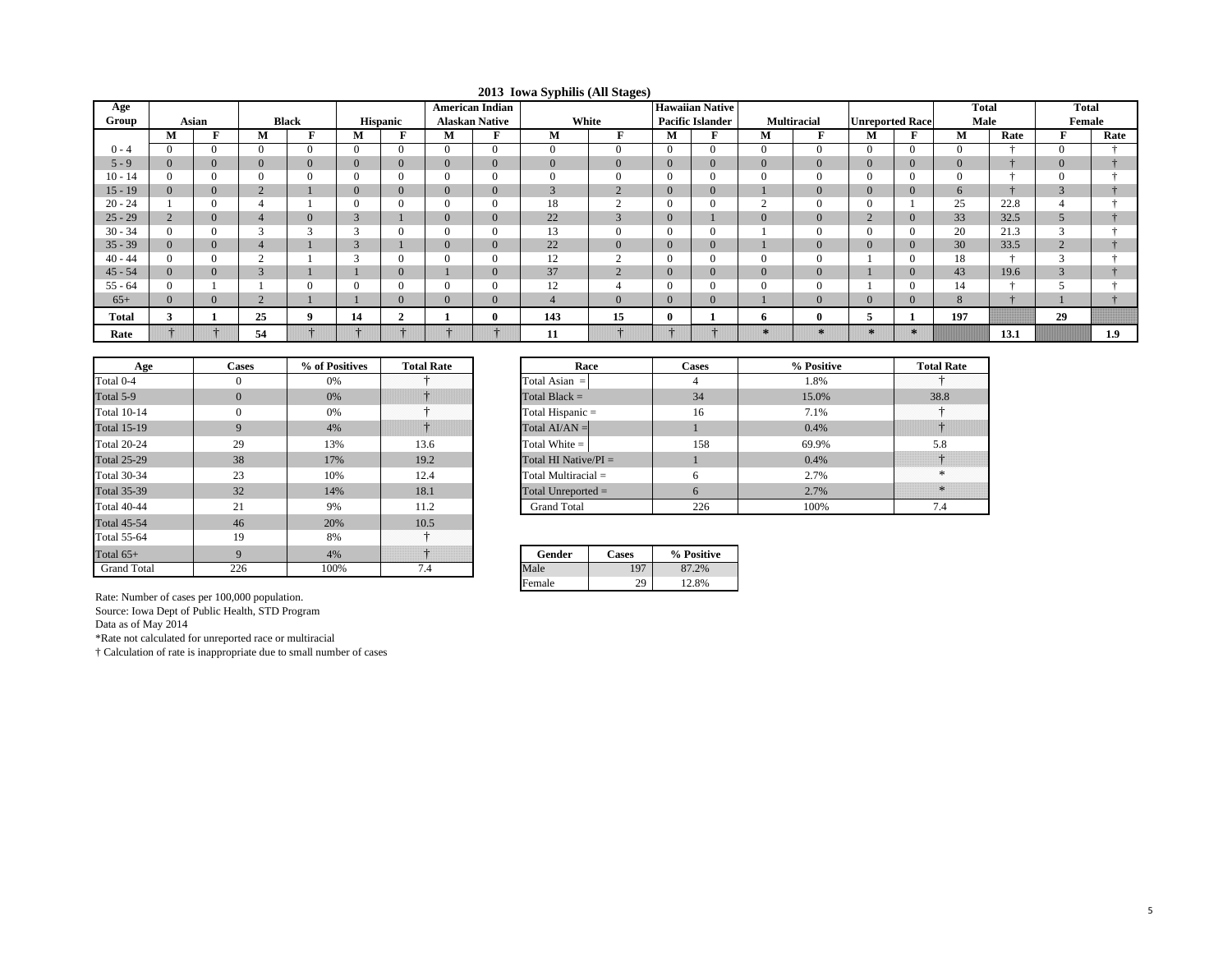# 2013 Iowa Syphilis (All Stages)

| Age Group | Asian | | Black | | Hispanic | | American Indian Alaskan Native | | White | | Hawaiian Native Pacific Islander | | Multiracial | | Unreported Race | | Total Male | | Total Female | |
|---|---|---|---|---|---|---|---|---|---|---|---|---|---|---|---|---|---|---|---|---|
| | M | F | M | F | M | F | M | F | M | F | M | F | M | F | M | F | M | Rate | F | Rate |
| 0 - 4 | 0 | 0 | 0 | 0 | 0 | 0 | 0 | 0 | 0 | 0 | 0 | 0 | 0 | 0 | 0 | 0 | 0 | † | 0 | † |
| 5 - 9 | 0 | 0 | 0 | 0 | 0 | 0 | 0 | 0 | 0 | 0 | 0 | 0 | 0 | 0 | 0 | 0 | 0 | † | 0 | † |
| 10 - 14 | 0 | 0 | 0 | 0 | 0 | 0 | 0 | 0 | 0 | 0 | 0 | 0 | 0 | 0 | 0 | 0 | 0 | † | 0 | † |
| 15 - 19 | 0 | 0 | 2 | 1 | 0 | 0 | 0 | 0 | 3 | 2 | 0 | 0 | 1 | 0 | 0 | 0 | 6 | † | 3 | † |
| 20 - 24 | 1 | 0 | 4 | 1 | 0 | 0 | 0 | 0 | 18 | 2 | 0 | 0 | 2 | 0 | 0 | 1 | 25 | 22.8 | 4 | † |
| 25 - 29 | 2 | 0 | 4 | 0 | 3 | 1 | 0 | 0 | 22 | 3 | 0 | 1 | 0 | 0 | 2 | 0 | 33 | 32.5 | 5 | † |
| 30 - 34 | 0 | 0 | 3 | 3 | 3 | 0 | 0 | 0 | 13 | 0 | 0 | 0 | 1 | 0 | 0 | 0 | 20 | 21.3 | 3 | † |
| 35 - 39 | 0 | 0 | 4 | 1 | 3 | 1 | 0 | 0 | 22 | 0 | 0 | 0 | 1 | 0 | 0 | 0 | 30 | 33.5 | 2 | † |
| 40 - 44 | 0 | 0 | 2 | 1 | 3 | 0 | 0 | 0 | 12 | 2 | 0 | 0 | 0 | 0 | 1 | 0 | 18 | † | 3 | † |
| 45 - 54 | 0 | 0 | 3 | 1 | 1 | 0 | 1 | 0 | 37 | 2 | 0 | 0 | 0 | 0 | 1 | 0 | 43 | 19.6 | 3 | † |
| 55 - 64 | 0 | 1 | 1 | 0 | 0 | 0 | 0 | 0 | 12 | 4 | 0 | 0 | 0 | 0 | 1 | 0 | 14 | † | 5 | † |
| 65+ | 0 | 0 | 2 | 1 | 1 | 0 | 0 | 0 | 4 | 0 | 0 | 0 | 1 | 0 | 0 | 0 | 8 | † | 1 | † |
| **Total** | **3** | **1** | **25** | **9** | **14** | **2** | **1** | **0** | **143** | **15** | **0** | **1** | **6** | **0** | **5** | **1** | **197** | | **29** | |
| **Rate** | † | † | **54** | † | † | † | † | † | **11** | † | † | † | * | * | * | * | | **13.1** | | **1.9** |

| Age | Cases | % of Positives | Total Rate |
|---|---|---|---|
| Total 0-4 | 0 | 0% | † |
| Total 5-9 | 0 | 0% | † |
| Total 10-14 | 0 | 0% | † |
| Total 15-19 | 9 | 4% | † |
| Total 20-24 | 29 | 13% | 13.6 |
| Total 25-29 | 38 | 17% | 19.2 |
| Total 30-34 | 23 | 10% | 12.4 |
| Total 35-39 | 32 | 14% | 18.1 |
| Total 40-44 | 21 | 9% | 11.2 |
| Total 45-54 | 46 | 20% | 10.5 |
| Total 55-64 | 19 | 8% | † |
| Total 65+ | 9 | 4% | † |
| Grand Total | 226 | 100% | 7.4 |

| Race | Cases | % Positive | Total Rate |
|---|---|---|---|
| Total Asian = | 4 | 1.8% | † |
| Total Black = | 34 | 15.0% | 38.8 |
| Total Hispanic = | 16 | 7.1% | † |
| Total AI/AN = | 1 | 0.4% | † |
| Total White = | 158 | 69.9% | 5.8 |
| Total HI Native/PI = | 1 | 0.4% | † |
| Total Multiracial = | 6 | 2.7% | * |
| Total Unreported = | 6 | 2.7% | * |
| Grand Total | 226 | 100% | 7.4 |

| Gender | Cases | % Positive |
|---|---|---|
| Male | 197 | 87.2% |
| Female | 29 | 12.8% |

Rate: Number of cases per 100,000 population.
Source: Iowa Dept of Public Health, STD Program
Data as of May 2014
*Rate not calculated for unreported race or multiracial
† Calculation of rate is inappropriate due to small number of cases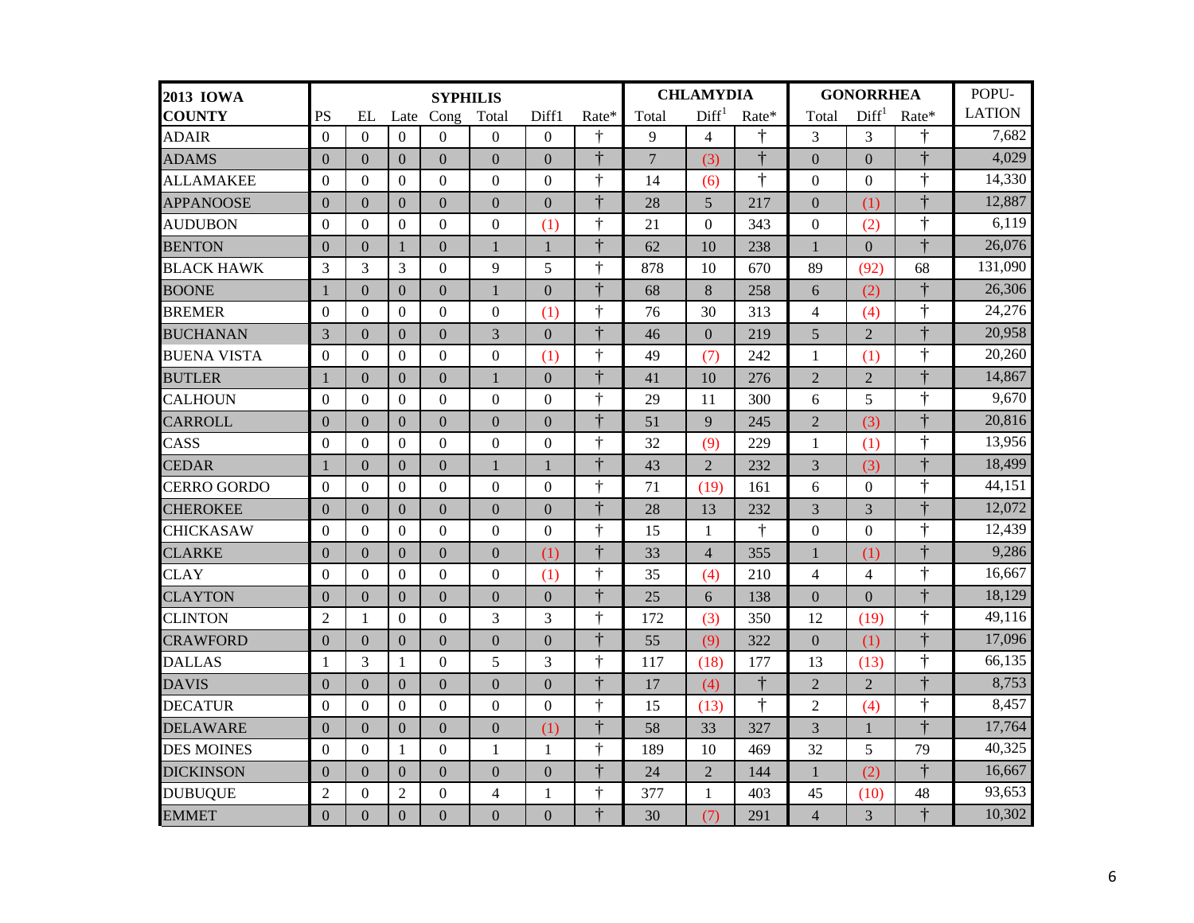| 2013 IOWA COUNTY | SYPHILIS | | | | | | | CHLAMYDIA | | | GONORRHEA | | | POPU-LATION |
|---|---|---|---|---|---|---|---|---|---|---|---|---|---|---|
| | PS | EL | Late | Cong | Total | Diff1 | Rate* | Total | Diff[1] | Rate* | Total | Diff[1] | Rate* | |
| ADAIR | 0 | 0 | 0 | 0 | 0 | 0 | † | 9 | 4 | † | 3 | 3 | † | 7,682 |
| ADAMS | 0 | 0 | 0 | 0 | 0 | 0 | † | 7 | (3) | † | 0 | 0 | † | 4,029 |
| ALLAMAKEE | 0 | 0 | 0 | 0 | 0 | 0 | † | 14 | (6) | † | 0 | 0 | † | 14,330 |
| APPANOOSE | 0 | 0 | 0 | 0 | 0 | 0 | † | 28 | 5 | 217 | 0 | (1) | † | 12,887 |
| AUDUBON | 0 | 0 | 0 | 0 | 0 | (1) | † | 21 | 0 | 343 | 0 | (2) | † | 6,119 |
| BENTON | 0 | 0 | 1 | 0 | 1 | 1 | † | 62 | 10 | 238 | 1 | 0 | † | 26,076 |
| BLACK HAWK | 3 | 3 | 3 | 0 | 9 | 5 | † | 878 | 10 | 670 | 89 | (92) | 68 | 131,090 |
| BOONE | 1 | 0 | 0 | 0 | 1 | 0 | † | 68 | 8 | 258 | 6 | (2) | † | 26,306 |
| BREMER | 0 | 0 | 0 | 0 | 0 | (1) | † | 76 | 30 | 313 | 4 | (4) | † | 24,276 |
| BUCHANAN | 3 | 0 | 0 | 0 | 3 | 0 | † | 46 | 0 | 219 | 5 | 2 | † | 20,958 |
| BUENA VISTA | 0 | 0 | 0 | 0 | 0 | (1) | † | 49 | (7) | 242 | 1 | (1) | † | 20,260 |
| BUTLER | 1 | 0 | 0 | 0 | 1 | 0 | † | 41 | 10 | 276 | 2 | 2 | † | 14,867 |
| CALHOUN | 0 | 0 | 0 | 0 | 0 | 0 | † | 29 | 11 | 300 | 6 | 5 | † | 9,670 |
| CARROLL | 0 | 0 | 0 | 0 | 0 | 0 | † | 51 | 9 | 245 | 2 | (3) | † | 20,816 |
| CASS | 0 | 0 | 0 | 0 | 0 | 0 | † | 32 | (9) | 229 | 1 | (1) | † | 13,956 |
| CEDAR | 1 | 0 | 0 | 0 | 1 | 1 | † | 43 | 2 | 232 | 3 | (3) | † | 18,499 |
| CERRO GORDO | 0 | 0 | 0 | 0 | 0 | 0 | † | 71 | (19) | 161 | 6 | 0 | † | 44,151 |
| CHEROKEE | 0 | 0 | 0 | 0 | 0 | 0 | † | 28 | 13 | 232 | 3 | 3 | † | 12,072 |
| CHICKASAW | 0 | 0 | 0 | 0 | 0 | 0 | † | 15 | 1 | † | 0 | 0 | † | 12,439 |
| CLARKE | 0 | 0 | 0 | 0 | 0 | (1) | † | 33 | 4 | 355 | 1 | (1) | † | 9,286 |
| CLAY | 0 | 0 | 0 | 0 | 0 | (1) | † | 35 | (4) | 210 | 4 | 4 | † | 16,667 |
| CLAYTON | 0 | 0 | 0 | 0 | 0 | 0 | † | 25 | 6 | 138 | 0 | 0 | † | 18,129 |
| CLINTON | 2 | 1 | 0 | 0 | 3 | 3 | † | 172 | (3) | 350 | 12 | (19) | † | 49,116 |
| CRAWFORD | 0 | 0 | 0 | 0 | 0 | 0 | † | 55 | (9) | 322 | 0 | (1) | † | 17,096 |
| DALLAS | 1 | 3 | 1 | 0 | 5 | 3 | † | 117 | (18) | 177 | 13 | (13) | † | 66,135 |
| DAVIS | 0 | 0 | 0 | 0 | 0 | 0 | † | 17 | (4) | † | 2 | 2 | † | 8,753 |
| DECATUR | 0 | 0 | 0 | 0 | 0 | 0 | † | 15 | (13) | † | 2 | (4) | † | 8,457 |
| DELAWARE | 0 | 0 | 0 | 0 | 0 | (1) | † | 58 | 33 | 327 | 3 | 1 | † | 17,764 |
| DES MOINES | 0 | 0 | 1 | 0 | 1 | 1 | † | 189 | 10 | 469 | 32 | 5 | 79 | 40,325 |
| DICKINSON | 0 | 0 | 0 | 0 | 0 | 0 | † | 24 | 2 | 144 | 1 | (2) | † | 16,667 |
| DUBUQUE | 2 | 0 | 2 | 0 | 4 | 1 | † | 377 | 1 | 403 | 45 | (10) | 48 | 93,653 |
| EMMET | 0 | 0 | 0 | 0 | 0 | 0 | † | 30 | (7) | 291 | 4 | 3 | † | 10,302 |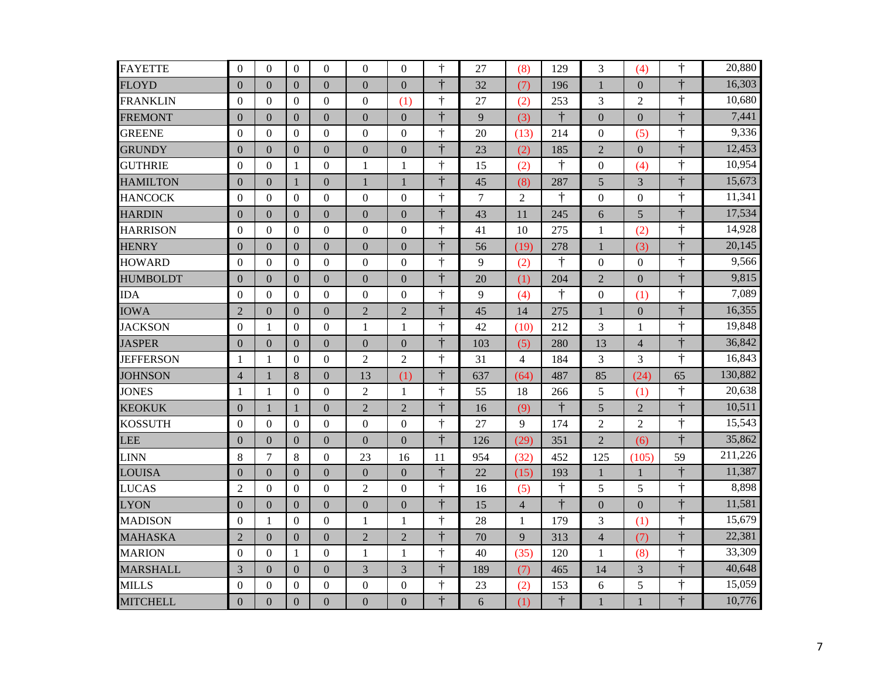| | | | | | | | | | | | | | | |
|---|---|---|---|---|---|---|---|---|---|---|---|---|---|---|
| FAYETTE | 0 | 0 | 0 | 0 | 0 | 0 | † | 27 | (8) | 129 | 3 | (4) | † | 20,880 |
| FLOYD | 0 | 0 | 0 | 0 | 0 | 0 | † | 32 | (7) | 196 | 1 | 0 | † | 16,303 |
| FRANKLIN | 0 | 0 | 0 | 0 | 0 | (1) | † | 27 | (2) | 253 | 3 | 2 | † | 10,680 |
| FREMONT | 0 | 0 | 0 | 0 | 0 | 0 | † | 9 | (3) | † | 0 | 0 | † | 7,441 |
| GREENE | 0 | 0 | 0 | 0 | 0 | 0 | † | 20 | (13) | 214 | 0 | (5) | † | 9,336 |
| GRUNDY | 0 | 0 | 0 | 0 | 0 | 0 | † | 23 | (2) | 185 | 2 | 0 | † | 12,453 |
| GUTHRIE | 0 | 0 | 1 | 0 | 1 | 1 | † | 15 | (2) | † | 0 | (4) | † | 10,954 |
| HAMILTON | 0 | 0 | 1 | 0 | 1 | 1 | † | 45 | (8) | 287 | 5 | 3 | † | 15,673 |
| HANCOCK | 0 | 0 | 0 | 0 | 0 | 0 | † | 7 | 2 | † | 0 | 0 | † | 11,341 |
| HARDIN | 0 | 0 | 0 | 0 | 0 | 0 | † | 43 | 11 | 245 | 6 | 5 | † | 17,534 |
| HARRISON | 0 | 0 | 0 | 0 | 0 | 0 | † | 41 | 10 | 275 | 1 | (2) | † | 14,928 |
| HENRY | 0 | 0 | 0 | 0 | 0 | 0 | † | 56 | (19) | 278 | 1 | (3) | † | 20,145 |
| HOWARD | 0 | 0 | 0 | 0 | 0 | 0 | † | 9 | (2) | † | 0 | 0 | † | 9,566 |
| HUMBOLDT | 0 | 0 | 0 | 0 | 0 | 0 | † | 20 | (1) | 204 | 2 | 0 | † | 9,815 |
| IDA | 0 | 0 | 0 | 0 | 0 | 0 | † | 9 | (4) | † | 0 | (1) | † | 7,089 |
| IOWA | 2 | 0 | 0 | 0 | 2 | 2 | † | 45 | 14 | 275 | 1 | 0 | † | 16,355 |
| JACKSON | 0 | 1 | 0 | 0 | 1 | 1 | † | 42 | (10) | 212 | 3 | 1 | † | 19,848 |
| JASPER | 0 | 0 | 0 | 0 | 0 | 0 | † | 103 | (5) | 280 | 13 | 4 | † | 36,842 |
| JEFFERSON | 1 | 1 | 0 | 0 | 2 | 2 | † | 31 | 4 | 184 | 3 | 3 | † | 16,843 |
| JOHNSON | 4 | 1 | 8 | 0 | 13 | (1) | † | 637 | (64) | 487 | 85 | (24) | 65 | 130,882 |
| JONES | 1 | 1 | 0 | 0 | 2 | 1 | † | 55 | 18 | 266 | 5 | (1) | † | 20,638 |
| KEOKUK | 0 | 1 | 1 | 0 | 2 | 2 | † | 16 | (9) | † | 5 | 2 | † | 10,511 |
| KOSSUTH | 0 | 0 | 0 | 0 | 0 | 0 | † | 27 | 9 | 174 | 2 | 2 | † | 15,543 |
| LEE | 0 | 0 | 0 | 0 | 0 | 0 | † | 126 | (29) | 351 | 2 | (6) | † | 35,862 |
| LINN | 8 | 7 | 8 | 0 | 23 | 16 | 11 | 954 | (32) | 452 | 125 | (105) | 59 | 211,226 |
| LOUISA | 0 | 0 | 0 | 0 | 0 | 0 | † | 22 | (15) | 193 | 1 | 1 | † | 11,387 |
| LUCAS | 2 | 0 | 0 | 0 | 2 | 0 | † | 16 | (5) | † | 5 | 5 | † | 8,898 |
| LYON | 0 | 0 | 0 | 0 | 0 | 0 | † | 15 | 4 | † | 0 | 0 | † | 11,581 |
| MADISON | 0 | 1 | 0 | 0 | 1 | 1 | † | 28 | 1 | 179 | 3 | (1) | † | 15,679 |
| MAHASKA | 2 | 0 | 0 | 0 | 2 | 2 | † | 70 | 9 | 313 | 4 | (7) | † | 22,381 |
| MARION | 0 | 0 | 1 | 0 | 1 | 1 | † | 40 | (35) | 120 | 1 | (8) | † | 33,309 |
| MARSHALL | 3 | 0 | 0 | 0 | 3 | 3 | † | 189 | (7) | 465 | 14 | 3 | † | 40,648 |
| MILLS | 0 | 0 | 0 | 0 | 0 | 0 | † | 23 | (2) | 153 | 6 | 5 | † | 15,059 |
| MITCHELL | 0 | 0 | 0 | 0 | 0 | 0 | † | 6 | (1) | † | 1 | 1 | † | 10,776 |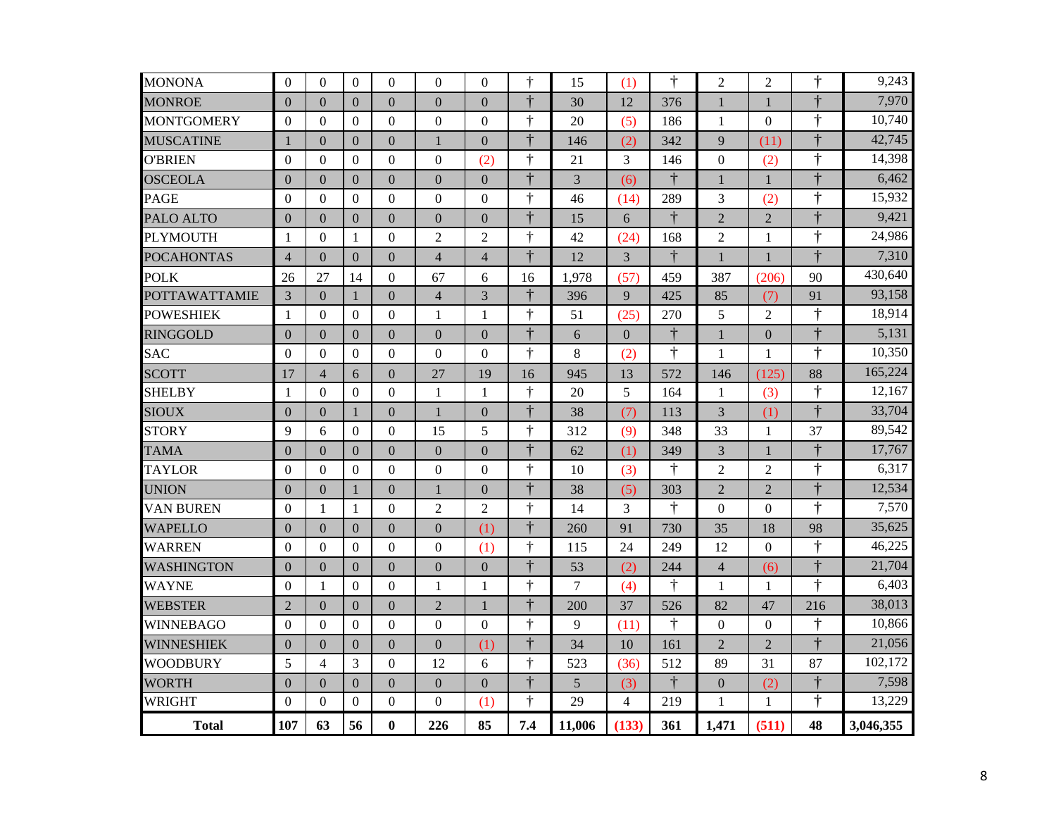| | | | | | | | | | | | | | | |
|---|---|---|---|---|---|---|---|---|---|---|---|---|---|---|
| MONONA | 0 | 0 | 0 | 0 | 0 | 0 | † | 15 | (1) | † | 2 | 2 | † | 9,243 |
| MONROE | 0 | 0 | 0 | 0 | 0 | 0 | † | 30 | 12 | 376 | 1 | 1 | † | 7,970 |
| MONTGOMERY | 0 | 0 | 0 | 0 | 0 | 0 | † | 20 | (5) | 186 | 1 | 0 | † | 10,740 |
| MUSCATINE | 1 | 0 | 0 | 0 | 1 | 0 | † | 146 | (2) | 342 | 9 | (11) | † | 42,745 |
| O'BRIEN | 0 | 0 | 0 | 0 | 0 | (2) | † | 21 | 3 | 146 | 0 | (2) | † | 14,398 |
| OSCEOLA | 0 | 0 | 0 | 0 | 0 | 0 | † | 3 | (6) | † | 1 | 1 | † | 6,462 |
| PAGE | 0 | 0 | 0 | 0 | 0 | 0 | † | 46 | (14) | 289 | 3 | (2) | † | 15,932 |
| PALO ALTO | 0 | 0 | 0 | 0 | 0 | 0 | † | 15 | 6 | † | 2 | 2 | † | 9,421 |
| PLYMOUTH | 1 | 0 | 1 | 0 | 2 | 2 | † | 42 | (24) | 168 | 2 | 1 | † | 24,986 |
| POCAHONTAS | 4 | 0 | 0 | 0 | 4 | 4 | † | 12 | 3 | † | 1 | 1 | † | 7,310 |
| POLK | 26 | 27 | 14 | 0 | 67 | 6 | 16 | 1,978 | (57) | 459 | 387 | (206) | 90 | 430,640 |
| POTTAWATTAMIE | 3 | 0 | 1 | 0 | 4 | 3 | † | 396 | 9 | 425 | 85 | (7) | 91 | 93,158 |
| POWESHIEK | 1 | 0 | 0 | 0 | 1 | 1 | † | 51 | (25) | 270 | 5 | 2 | † | 18,914 |
| RINGGOLD | 0 | 0 | 0 | 0 | 0 | 0 | † | 6 | 0 | † | 1 | 0 | † | 5,131 |
| SAC | 0 | 0 | 0 | 0 | 0 | 0 | † | 8 | (2) | † | 1 | 1 | † | 10,350 |
| SCOTT | 17 | 4 | 6 | 0 | 27 | 19 | 16 | 945 | 13 | 572 | 146 | (125) | 88 | 165,224 |
| SHELBY | 1 | 0 | 0 | 0 | 1 | 1 | † | 20 | 5 | 164 | 1 | (3) | † | 12,167 |
| SIOUX | 0 | 0 | 1 | 0 | 1 | 0 | † | 38 | (7) | 113 | 3 | (1) | † | 33,704 |
| STORY | 9 | 6 | 0 | 0 | 15 | 5 | † | 312 | (9) | 348 | 33 | 1 | 37 | 89,542 |
| TAMA | 0 | 0 | 0 | 0 | 0 | 0 | † | 62 | (1) | 349 | 3 | 1 | † | 17,767 |
| TAYLOR | 0 | 0 | 0 | 0 | 0 | 0 | † | 10 | (3) | † | 2 | 2 | † | 6,317 |
| UNION | 0 | 0 | 1 | 0 | 1 | 0 | † | 38 | (5) | 303 | 2 | 2 | † | 12,534 |
| VAN BUREN | 0 | 1 | 1 | 0 | 2 | 2 | † | 14 | 3 | † | 0 | 0 | † | 7,570 |
| WAPELLO | 0 | 0 | 0 | 0 | 0 | (1) | † | 260 | 91 | 730 | 35 | 18 | 98 | 35,625 |
| WARREN | 0 | 0 | 0 | 0 | 0 | (1) | † | 115 | 24 | 249 | 12 | 0 | † | 46,225 |
| WASHINGTON | 0 | 0 | 0 | 0 | 0 | 0 | † | 53 | (2) | 244 | 4 | (6) | † | 21,704 |
| WAYNE | 0 | 1 | 0 | 0 | 1 | 1 | † | 7 | (4) | † | 1 | 1 | † | 6,403 |
| WEBSTER | 2 | 0 | 0 | 0 | 2 | 1 | † | 200 | 37 | 526 | 82 | 47 | 216 | 38,013 |
| WINNEBAGO | 0 | 0 | 0 | 0 | 0 | 0 | † | 9 | (11) | † | 0 | 0 | † | 10,866 |
| WINNESHIEK | 0 | 0 | 0 | 0 | 0 | (1) | † | 34 | 10 | 161 | 2 | 2 | † | 21,056 |
| WOODBURY | 5 | 4 | 3 | 0 | 12 | 6 | † | 523 | (36) | 512 | 89 | 31 | 87 | 102,172 |
| WORTH | 0 | 0 | 0 | 0 | 0 | 0 | † | 5 | (3) | † | 0 | (2) | † | 7,598 |
| WRIGHT | 0 | 0 | 0 | 0 | 0 | (1) | † | 29 | 4 | 219 | 1 | 1 | † | 13,229 |
| **Total** | **107** | **63** | **56** | **0** | **226** | **85** | **7.4** | **11,006** | **(133)** | **361** | **1,471** | **(511)** | **48** | **3,046,355** |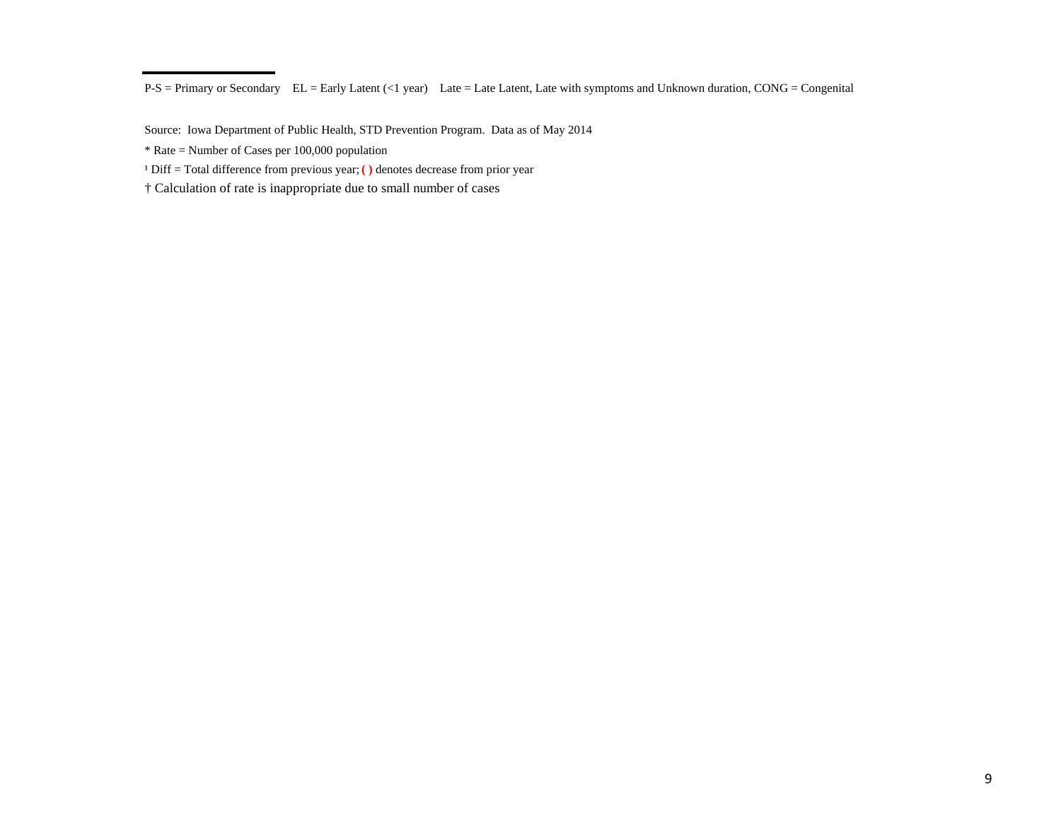P-S = Primary or Secondary    EL = Early Latent (<1 year)    Late = Late Latent, Late with symptoms and Unknown duration, CONG = Congenital

Source: Iowa Department of Public Health, STD Prevention Program. Data as of May 2014

* Rate = Number of Cases per 100,000 population

[1] Diff = Total difference from previous year; **( )** denotes decrease from prior year

† Calculation of rate is inappropriate due to small number of cases